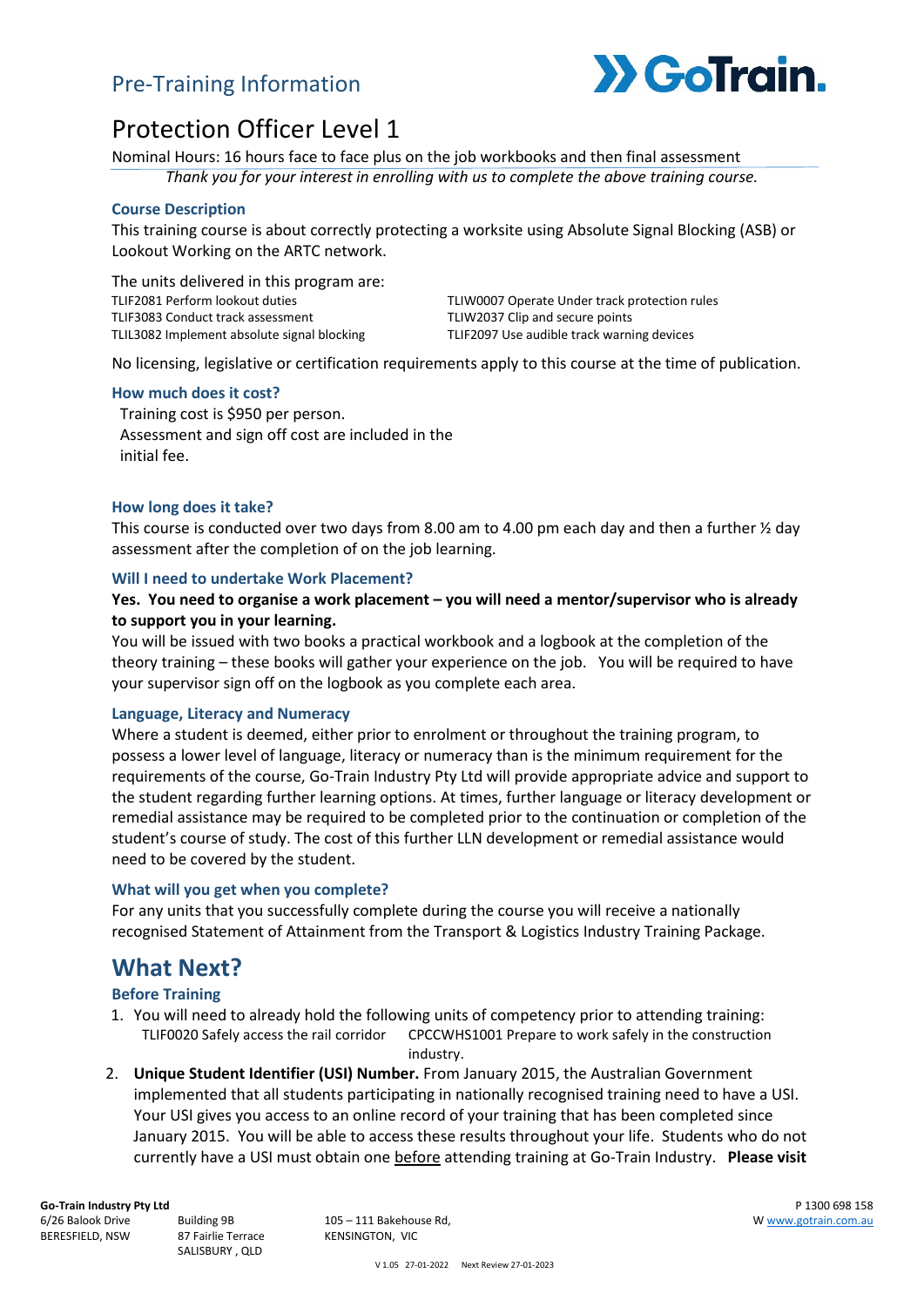Pre-Training Information

# Protection Officer Level 1

Nominal Hours: 16 hours face to face plus on the job workbooks and then final assessment

*Thank you for your interest in enrolling with us to complete the above training course.*

### Course Description

This training course is about correctly protecting a worksite using Absolute Signal Blocking (ASB) or Lookout Working on the ARTC network.

The units delivered in this program are:

- TLIF2081 Perform lookout duties
- TLIF3083 Conduct track assessment
- TLIL3082 Implement absolute signal blocking
- TLIW0007 Operate Under track protection rules
- TLIW2037 Clip and secure points
- TLIF2097 Use audible track warning devices

No licensing, legislative or certification requirements apply to this course at the time of publication.

### How much does it cost?

Training cost is $950 per person.
Assessment and sign off cost are included in the initial fee.

### How long does it take?

This course is conducted over two days from 8.00 am to 4.00 pm each day and then a further ½ day assessment after the completion of on the job learning.

### Will I need to undertake Work Placement?

**Yes. You need to organise a work placement – you will need a mentor/supervisor who is already to support you in your learning.**

You will be issued with two books a practical workbook and a logbook at the completion of the theory training – these books will gather your experience on the job. You will be required to have your supervisor sign off on the logbook as you complete each area.

### Language, Literacy and Numeracy

Where a student is deemed, either prior to enrolment or throughout the training program, to possess a lower level of language, literacy or numeracy than is the minimum requirement for the requirements of the course, Go-Train Industry Pty Ltd will provide appropriate advice and support to the student regarding further learning options. At times, further language or literacy development or remedial assistance may be required to be completed prior to the continuation or completion of the student's course of study. The cost of this further LLN development or remedial assistance would need to be covered by the student.

### What will you get when you complete?

For any units that you successfully complete during the course you will receive a nationally recognised Statement of Attainment from the Transport & Logistics Industry Training Package.

## What Next?

### Before Training

1. You will need to already hold the following units of competency prior to attending training:
   - TLIF0020 Safely access the rail corridor
   - CPCCWHS1001 Prepare to work safely in the construction industry.
2. **Unique Student Identifier (USI) Number.** From January 2015, the Australian Government implemented that all students participating in nationally recognised training need to have a USI. Your USI gives you access to an online record of your training that has been completed since January 2015. You will be able to access these results throughout your life. Students who do not currently have a USI must obtain one before attending training at Go-Train Industry. **Please visit**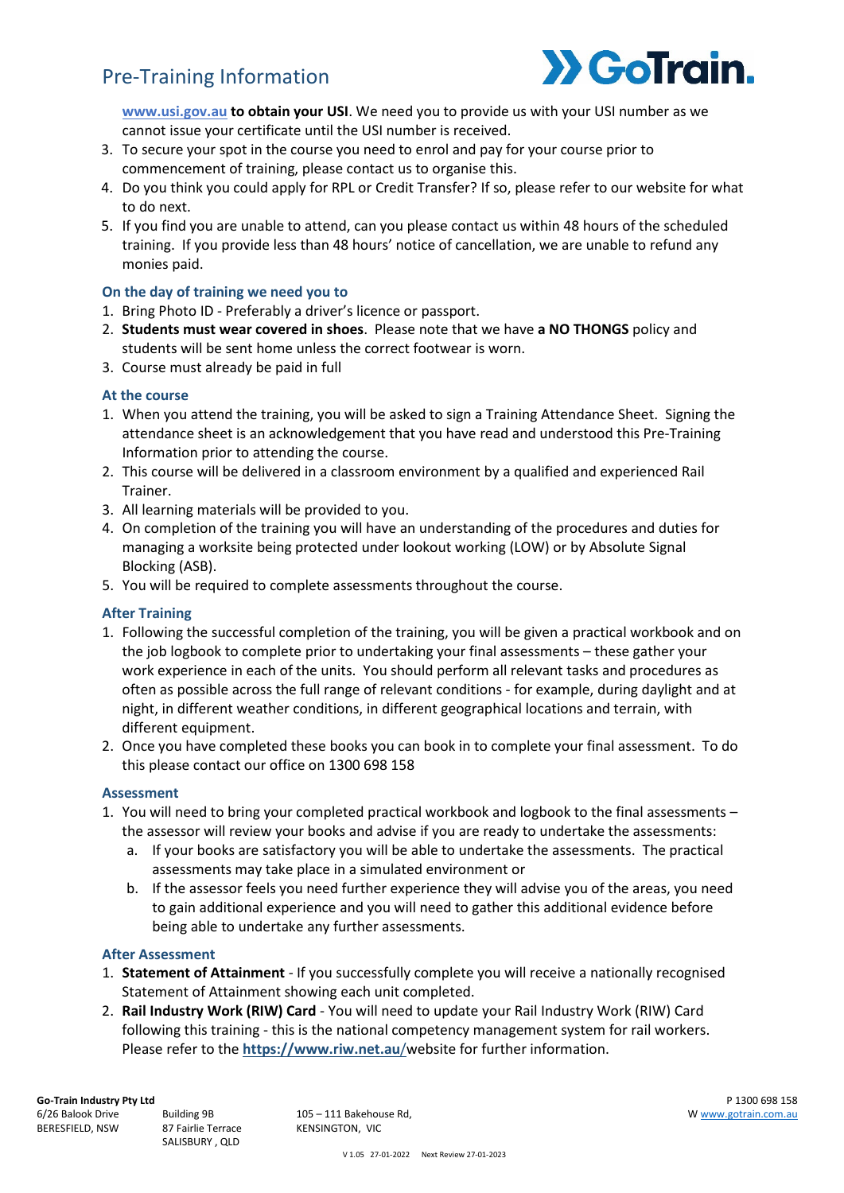**www.usi.gov.au to obtain your USI**. We need you to provide us with your USI number as we cannot issue your certificate until the USI number is received.

3. To secure your spot in the course you need to enrol and pay for your course prior to commencement of training, please contact us to organise this.
4. Do you think you could apply for RPL or Credit Transfer? If so, please refer to our website for what to do next.
5. If you find you are unable to attend, can you please contact us within 48 hours of the scheduled training. If you provide less than 48 hours' notice of cancellation, we are unable to refund any monies paid.

### On the day of training we need you to

1. Bring Photo ID - Preferably a driver's licence or passport.
2. **Students must wear covered in shoes**. Please note that we have **a NO THONGS** policy and students will be sent home unless the correct footwear is worn.
3. Course must already be paid in full

### At the course

1. When you attend the training, you will be asked to sign a Training Attendance Sheet. Signing the attendance sheet is an acknowledgement that you have read and understood this Pre-Training Information prior to attending the course.
2. This course will be delivered in a classroom environment by a qualified and experienced Rail Trainer.
3. All learning materials will be provided to you.
4. On completion of the training you will have an understanding of the procedures and duties for managing a worksite being protected under lookout working (LOW) or by Absolute Signal Blocking (ASB).
5. You will be required to complete assessments throughout the course.

### After Training

1. Following the successful completion of the training, you will be given a practical workbook and on the job logbook to complete prior to undertaking your final assessments – these gather your work experience in each of the units. You should perform all relevant tasks and procedures as often as possible across the full range of relevant conditions - for example, during daylight and at night, in different weather conditions, in different geographical locations and terrain, with different equipment.
2. Once you have completed these books you can book in to complete your final assessment. To do this please contact our office on 1300 698 158

### Assessment

1. You will need to bring your completed practical workbook and logbook to the final assessments – the assessor will review your books and advise if you are ready to undertake the assessments:
   a. If your books are satisfactory you will be able to undertake the assessments. The practical assessments may take place in a simulated environment or
   b. If the assessor feels you need further experience they will advise you of the areas, you need to gain additional experience and you will need to gather this additional evidence before being able to undertake any further assessments.

### After Assessment

1. **Statement of Attainment** - If you successfully complete you will receive a nationally recognised Statement of Attainment showing each unit completed.
2. **Rail Industry Work (RIW) Card** - You will need to update your Rail Industry Work (RIW) Card following this training - this is the national competency management system for rail workers. Please refer to the **https://www.riw.net.au/** website for further information.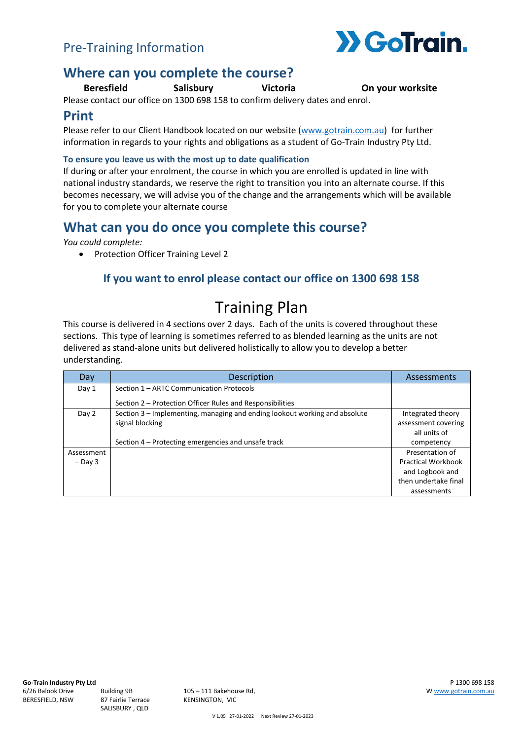# Pre-Training Information

## Where can you complete the course?

**Beresfield** **Salisbury** **Victoria** **On your worksite**

Please contact our office on 1300 698 158 to confirm delivery dates and enrol.

## Print

Please refer to our Client Handbook located on our website (www.gotrain.com.au) for further information in regards to your rights and obligations as a student of Go-Train Industry Pty Ltd.

#### To ensure you leave us with the most up to date qualification

If during or after your enrolment, the course in which you are enrolled is updated in line with national industry standards, we reserve the right to transition you into an alternate course. If this becomes necessary, we will advise you of the change and the arrangements which will be available for you to complete your alternate course

## What can you do once you complete this course?

*You could complete:*

- Protection Officer Training Level 2

### If you want to enrol please contact our office on 1300 698 158

# Training Plan

This course is delivered in 4 sections over 2 days. Each of the units is covered throughout these sections. This type of learning is sometimes referred to as blended learning as the units are not delivered as stand-alone units but delivered holistically to allow you to develop a better understanding.

| Day | Description | Assessments |
|---|---|---|
| Day 1 | Section 1 – ARTC Communication Protocols<br><br>Section 2 – Protection Officer Rules and Responsibilities | |
| Day 2 | Section 3 – Implementing, managing and ending lookout working and absolute signal blocking<br><br>Section 4 – Protecting emergencies and unsafe track | Integrated theory assessment covering all units of competency |
| Assessment – Day 3 | | Presentation of Practical Workbook and Logbook and then undertake final assessments |

**Go-Train Industry Pty Ltd**
6/26 Balook Drive, BERESFIELD, NSW
Building 9B, 87 Fairlie Terrace, SALISBURY, QLD
105 – 111 Bakehouse Rd, KENSINGTON, VIC
P 1300 698 158
W www.gotrain.com.au

V 1.05 27-01-2022 Next Review 27-01-2023